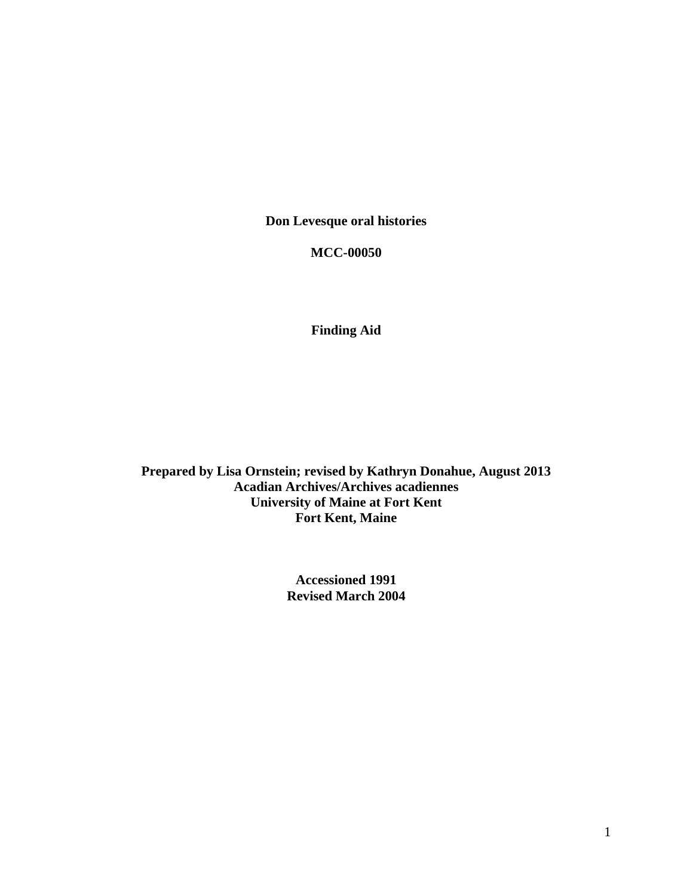**Don Levesque oral histories**

**MCC-00050**

**Finding Aid**

**Prepared by Lisa Ornstein; revised by Kathryn Donahue, August 2013**
**Acadian Archives/Archives acadiennes**
**University of Maine at Fort Kent**
**Fort Kent, Maine**

**Accessioned 1991**
**Revised March 2004**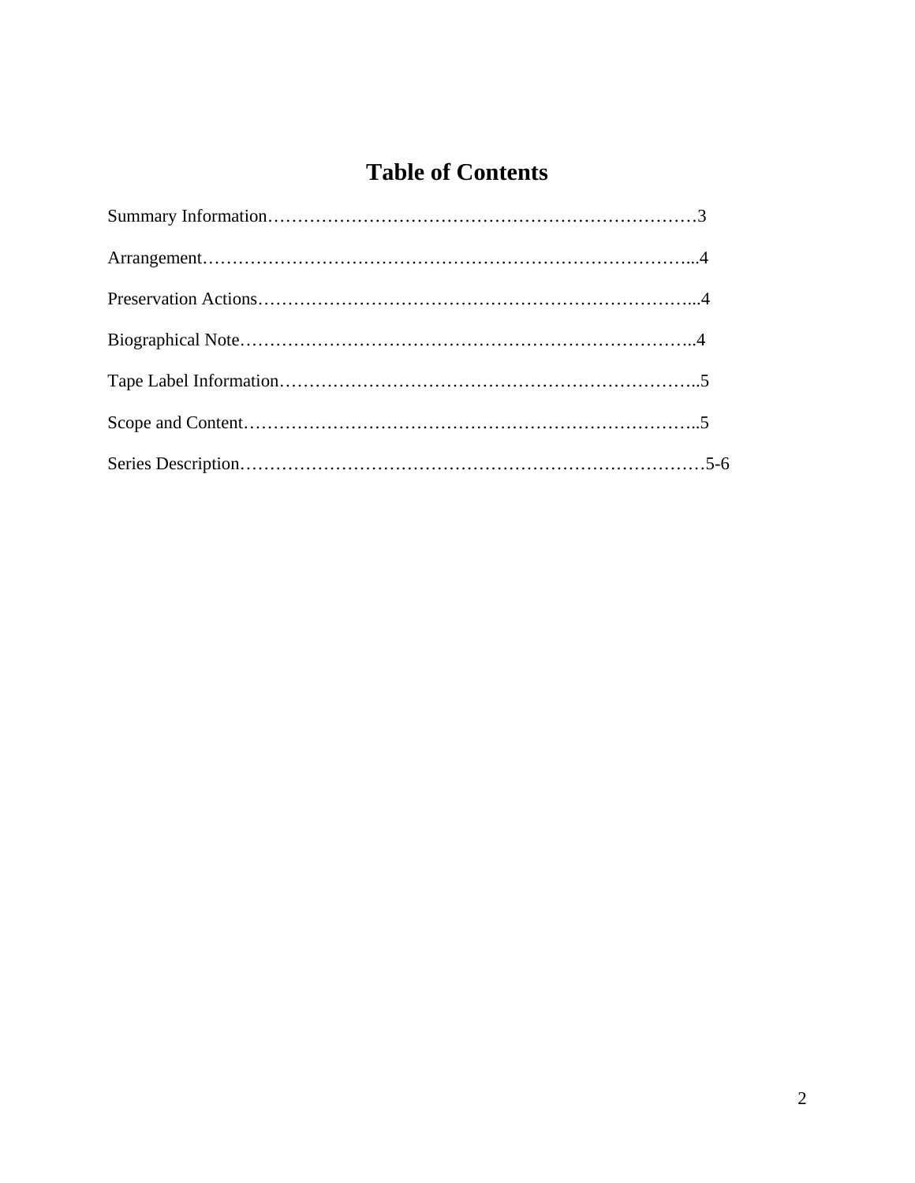# Table of Contents

Summary Information……………………………………………………………3

Arrangement………………………………………………………………...4

Preservation Actions……………………………………………………...4

Biographical Note…………………………………………………………..4

Tape Label Information……………………………………………………..5

Scope and Content…………………………………………………………..5

Series Description……………………………………………………………5-6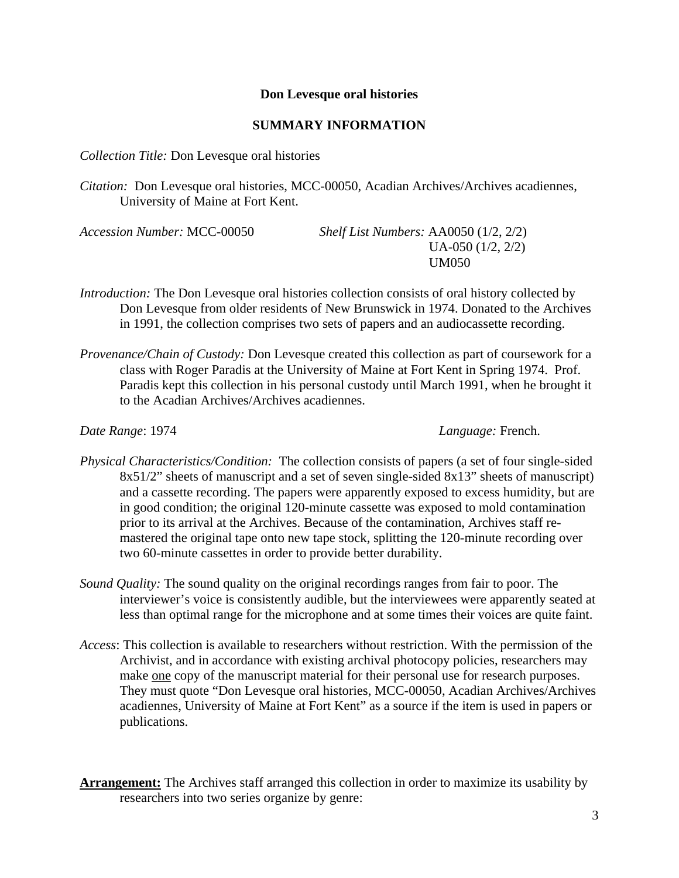# Don Levesque oral histories

## SUMMARY INFORMATION

*Collection Title:* Don Levesque oral histories

*Citation:* Don Levesque oral histories, MCC-00050, Acadian Archives/Archives acadiennes, University of Maine at Fort Kent.

*Accession Number:* MCC-00050

*Shelf List Numbers:* AA0050 (1/2, 2/2)
UA-050 (1/2, 2/2)
UM050

*Introduction:* The Don Levesque oral histories collection consists of oral history collected by Don Levesque from older residents of New Brunswick in 1974. Donated to the Archives in 1991, the collection comprises two sets of papers and an audiocassette recording.

*Provenance/Chain of Custody:* Don Levesque created this collection as part of coursework for a class with Roger Paradis at the University of Maine at Fort Kent in Spring 1974. Prof. Paradis kept this collection in his personal custody until March 1991, when he brought it to the Acadian Archives/Archives acadiennes.

*Date Range*: 1974

*Language:* French.

*Physical Characteristics/Condition:* The collection consists of papers (a set of four single-sided 8x51/2" sheets of manuscript and a set of seven single-sided 8x13" sheets of manuscript) and a cassette recording. The papers were apparently exposed to excess humidity, but are in good condition; the original 120-minute cassette was exposed to mold contamination prior to its arrival at the Archives. Because of the contamination, Archives staff re-mastered the original tape onto new tape stock, splitting the 120-minute recording over two 60-minute cassettes in order to provide better durability.

*Sound Quality:* The sound quality on the original recordings ranges from fair to poor. The interviewer's voice is consistently audible, but the interviewees were apparently seated at less than optimal range for the microphone and at some times their voices are quite faint.

*Access*: This collection is available to researchers without restriction. With the permission of the Archivist, and in accordance with existing archival photocopy policies, researchers may make one copy of the manuscript material for their personal use for research purposes. They must quote "Don Levesque oral histories, MCC-00050, Acadian Archives/Archives acadiennes, University of Maine at Fort Kent" as a source if the item is used in papers or publications.

**Arrangement:** The Archives staff arranged this collection in order to maximize its usability by researchers into two series organize by genre: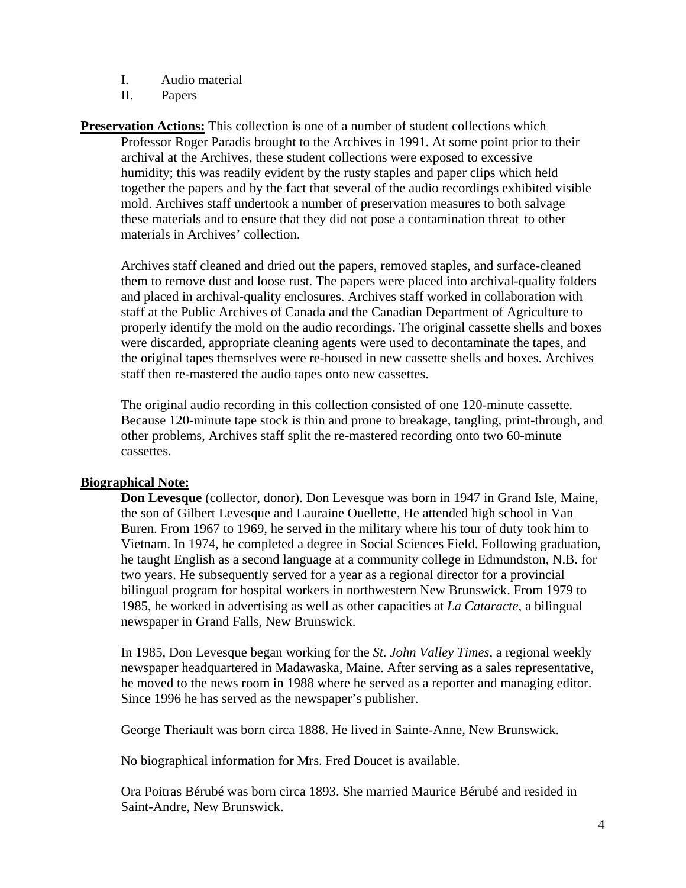I. Audio material
II. Papers

**Preservation Actions:** This collection is one of a number of student collections which Professor Roger Paradis brought to the Archives in 1991. At some point prior to their archival at the Archives, these student collections were exposed to excessive humidity; this was readily evident by the rusty staples and paper clips which held together the papers and by the fact that several of the audio recordings exhibited visible mold. Archives staff undertook a number of preservation measures to both salvage these materials and to ensure that they did not pose a contamination threat to other materials in Archives' collection.

Archives staff cleaned and dried out the papers, removed staples, and surface-cleaned them to remove dust and loose rust. The papers were placed into archival-quality folders and placed in archival-quality enclosures. Archives staff worked in collaboration with staff at the Public Archives of Canada and the Canadian Department of Agriculture to properly identify the mold on the audio recordings. The original cassette shells and boxes were discarded, appropriate cleaning agents were used to decontaminate the tapes, and the original tapes themselves were re-housed in new cassette shells and boxes. Archives staff then re-mastered the audio tapes onto new cassettes.

The original audio recording in this collection consisted of one 120-minute cassette. Because 120-minute tape stock is thin and prone to breakage, tangling, print-through, and other problems, Archives staff split the re-mastered recording onto two 60-minute cassettes.

**Biographical Note:**

**Don Levesque** (collector, donor). Don Levesque was born in 1947 in Grand Isle, Maine, the son of Gilbert Levesque and Lauraine Ouellette, He attended high school in Van Buren. From 1967 to 1969, he served in the military where his tour of duty took him to Vietnam. In 1974, he completed a degree in Social Sciences Field. Following graduation, he taught English as a second language at a community college in Edmundston, N.B. for two years. He subsequently served for a year as a regional director for a provincial bilingual program for hospital workers in northwestern New Brunswick. From 1979 to 1985, he worked in advertising as well as other capacities at *La Cataracte*, a bilingual newspaper in Grand Falls, New Brunswick.

In 1985, Don Levesque began working for the *St. John Valley Times*, a regional weekly newspaper headquartered in Madawaska, Maine. After serving as a sales representative, he moved to the news room in 1988 where he served as a reporter and managing editor. Since 1996 he has served as the newspaper's publisher.

George Theriault was born circa 1888. He lived in Sainte-Anne, New Brunswick.

No biographical information for Mrs. Fred Doucet is available.

Ora Poitras Bérubé was born circa 1893. She married Maurice Bérubé and resided in Saint-Andre, New Brunswick.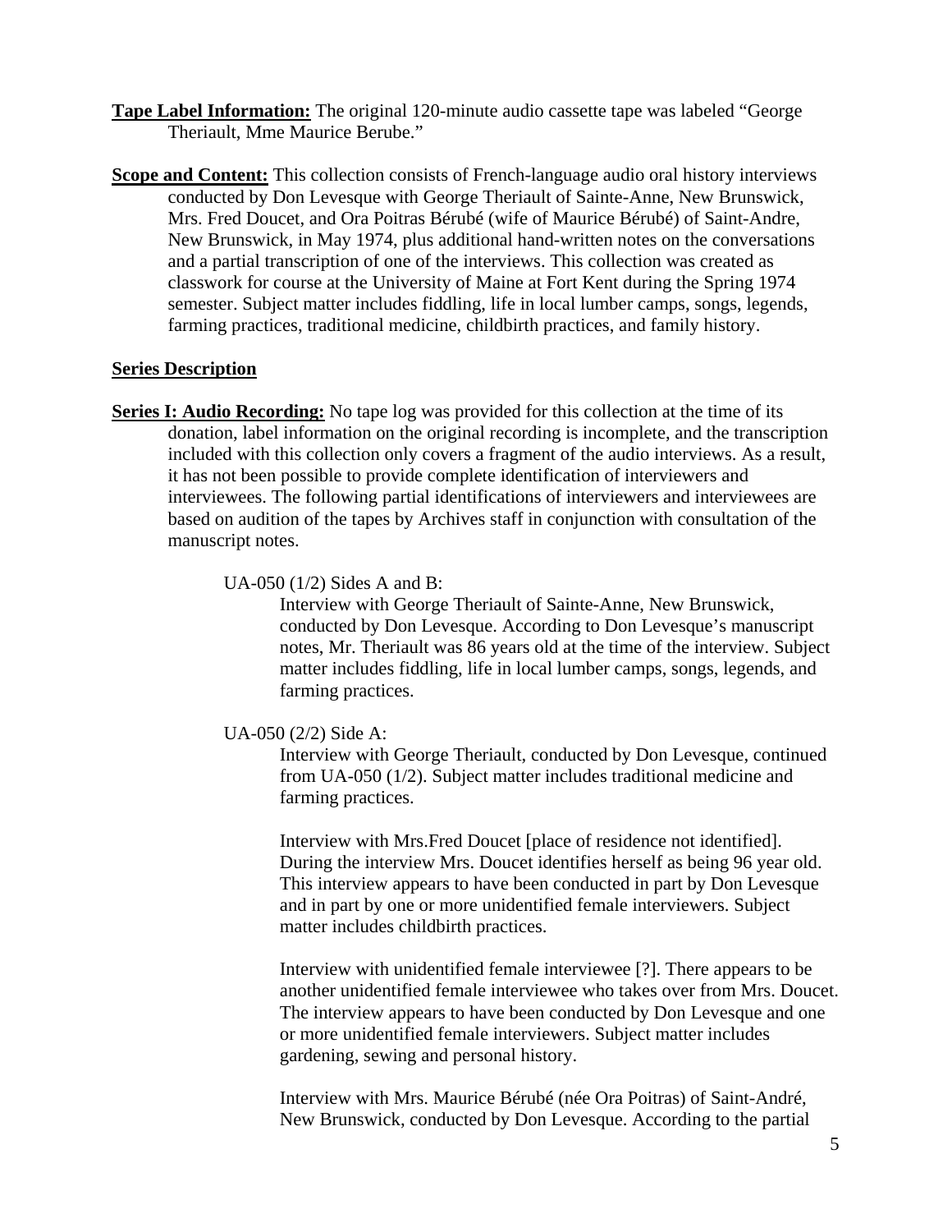**Tape Label Information:** The original 120-minute audio cassette tape was labeled "George Theriault, Mme Maurice Berube."

**Scope and Content:** This collection consists of French-language audio oral history interviews conducted by Don Levesque with George Theriault of Sainte-Anne, New Brunswick, Mrs. Fred Doucet, and Ora Poitras Bérubé (wife of Maurice Bérubé) of Saint-Andre, New Brunswick, in May 1974, plus additional hand-written notes on the conversations and a partial transcription of one of the interviews. This collection was created as classwork for course at the University of Maine at Fort Kent during the Spring 1974 semester. Subject matter includes fiddling, life in local lumber camps, songs, legends, farming practices, traditional medicine, childbirth practices, and family history.

**Series Description**

**Series I: Audio Recording:** No tape log was provided for this collection at the time of its donation, label information on the original recording is incomplete, and the transcription included with this collection only covers a fragment of the audio interviews. As a result, it has not been possible to provide complete identification of interviewers and interviewees. The following partial identifications of interviewers and interviewees are based on audition of the tapes by Archives staff in conjunction with consultation of the manuscript notes.

UA-050 (1/2) Sides A and B:

Interview with George Theriault of Sainte-Anne, New Brunswick, conducted by Don Levesque. According to Don Levesque's manuscript notes, Mr. Theriault was 86 years old at the time of the interview. Subject matter includes fiddling, life in local lumber camps, songs, legends, and farming practices.

UA-050 (2/2) Side A:

Interview with George Theriault, conducted by Don Levesque, continued from UA-050 (1/2). Subject matter includes traditional medicine and farming practices.

Interview with Mrs.Fred Doucet [place of residence not identified]. During the interview Mrs. Doucet identifies herself as being 96 year old. This interview appears to have been conducted in part by Don Levesque and in part by one or more unidentified female interviewers. Subject matter includes childbirth practices.

Interview with unidentified female interviewee [?]. There appears to be another unidentified female interviewee who takes over from Mrs. Doucet. The interview appears to have been conducted by Don Levesque and one or more unidentified female interviewers. Subject matter includes gardening, sewing and personal history.

Interview with Mrs. Maurice Bérubé (née Ora Poitras) of Saint-André, New Brunswick, conducted by Don Levesque. According to the partial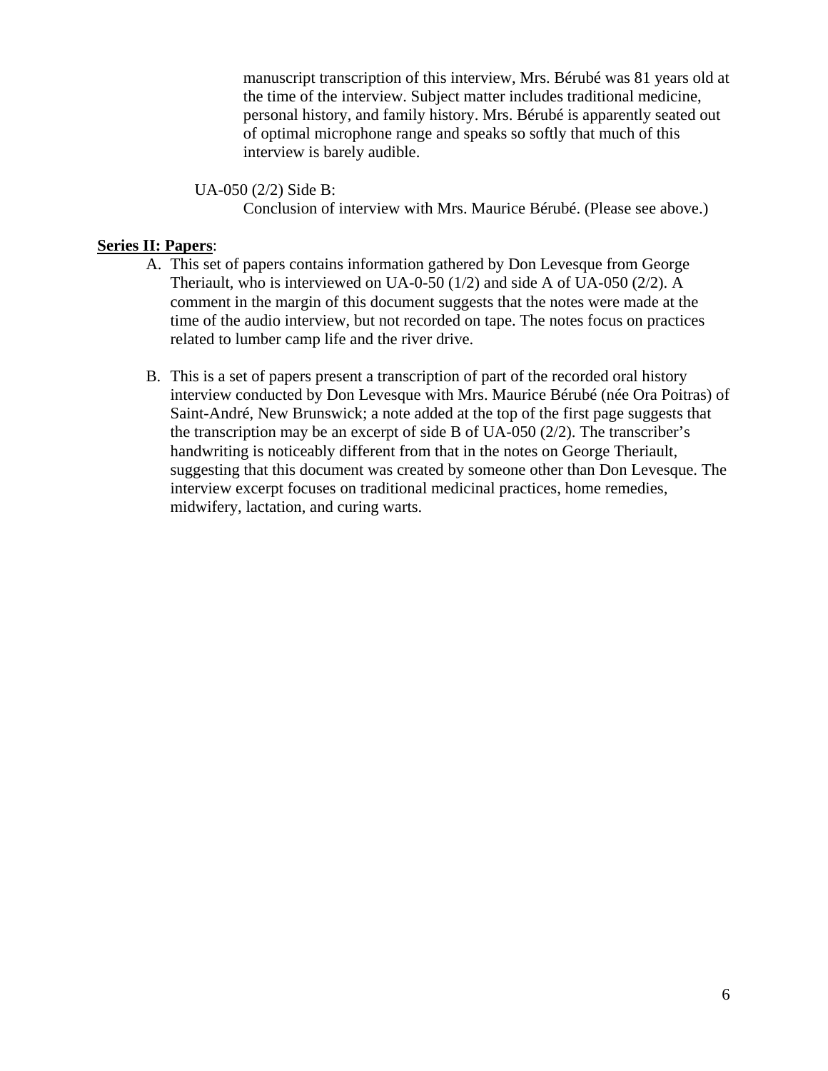manuscript transcription of this interview, Mrs. Bérubé was 81 years old at the time of the interview. Subject matter includes traditional medicine, personal history, and family history. Mrs. Bérubé is apparently seated out of optimal microphone range and speaks so softly that much of this interview is barely audible.

UA-050 (2/2) Side B:

Conclusion of interview with Mrs. Maurice Bérubé. (Please see above.)

**Series II: Papers**:

A. This set of papers contains information gathered by Don Levesque from George Theriault, who is interviewed on UA-0-50 (1/2) and side A of UA-050 (2/2). A comment in the margin of this document suggests that the notes were made at the time of the audio interview, but not recorded on tape. The notes focus on practices related to lumber camp life and the river drive.

B. This is a set of papers present a transcription of part of the recorded oral history interview conducted by Don Levesque with Mrs. Maurice Bérubé (née Ora Poitras) of Saint-André, New Brunswick; a note added at the top of the first page suggests that the transcription may be an excerpt of side B of UA-050 (2/2). The transcriber's handwriting is noticeably different from that in the notes on George Theriault, suggesting that this document was created by someone other than Don Levesque. The interview excerpt focuses on traditional medicinal practices, home remedies, midwifery, lactation, and curing warts.